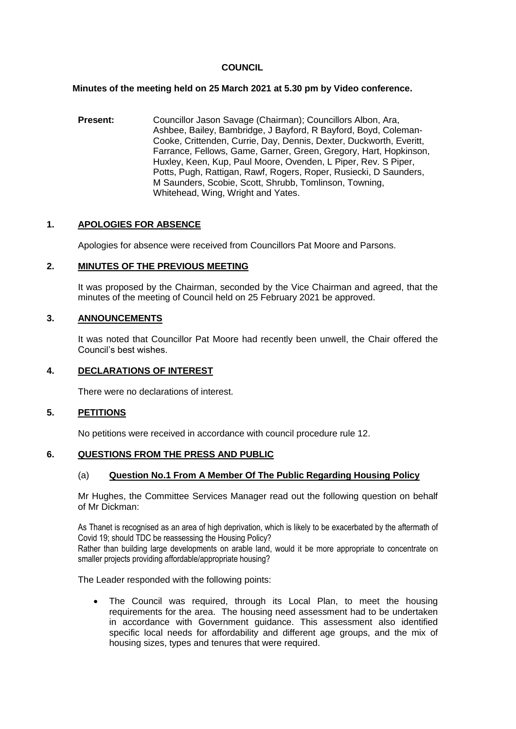# COUNCIL

**Minutes of the meeting held on 25 March 2021 at 5.30 pm by Video conference.**

**Present:** Councillor Jason Savage (Chairman); Councillors Albon, Ara, Ashbee, Bailey, Bambridge, J Bayford, R Bayford, Boyd, Coleman-Cooke, Crittenden, Currie, Day, Dennis, Dexter, Duckworth, Everitt, Farrance, Fellows, Game, Garner, Green, Gregory, Hart, Hopkinson, Huxley, Keen, Kup, Paul Moore, Ovenden, L Piper, Rev. S Piper, Potts, Pugh, Rattigan, Rawf, Rogers, Roper, Rusiecki, D Saunders, M Saunders, Scobie, Scott, Shrubb, Tomlinson, Towning, Whitehead, Wing, Wright and Yates.

## 1. APOLOGIES FOR ABSENCE

Apologies for absence were received from Councillors Pat Moore and Parsons.

## 2. MINUTES OF THE PREVIOUS MEETING

It was proposed by the Chairman, seconded by the Vice Chairman and agreed, that the minutes of the meeting of Council held on 25 February 2021 be approved.

## 3. ANNOUNCEMENTS

It was noted that Councillor Pat Moore had recently been unwell, the Chair offered the Council's best wishes.

## 4. DECLARATIONS OF INTEREST

There were no declarations of interest.

## 5. PETITIONS

No petitions were received in accordance with council procedure rule 12.

## 6. QUESTIONS FROM THE PRESS AND PUBLIC

### (a) Question No.1 From A Member Of The Public Regarding Housing Policy

Mr Hughes, the Committee Services Manager read out the following question on behalf of Mr Dickman:

As Thanet is recognised as an area of high deprivation, which is likely to be exacerbated by the aftermath of Covid 19; should TDC be reassessing the Housing Policy?
Rather than building large developments on arable land, would it be more appropriate to concentrate on smaller projects providing affordable/appropriate housing?

The Leader responded with the following points:

- The Council was required, through its Local Plan, to meet the housing requirements for the area. The housing need assessment had to be undertaken in accordance with Government guidance. This assessment also identified specific local needs for affordability and different age groups, and the mix of housing sizes, types and tenures that were required.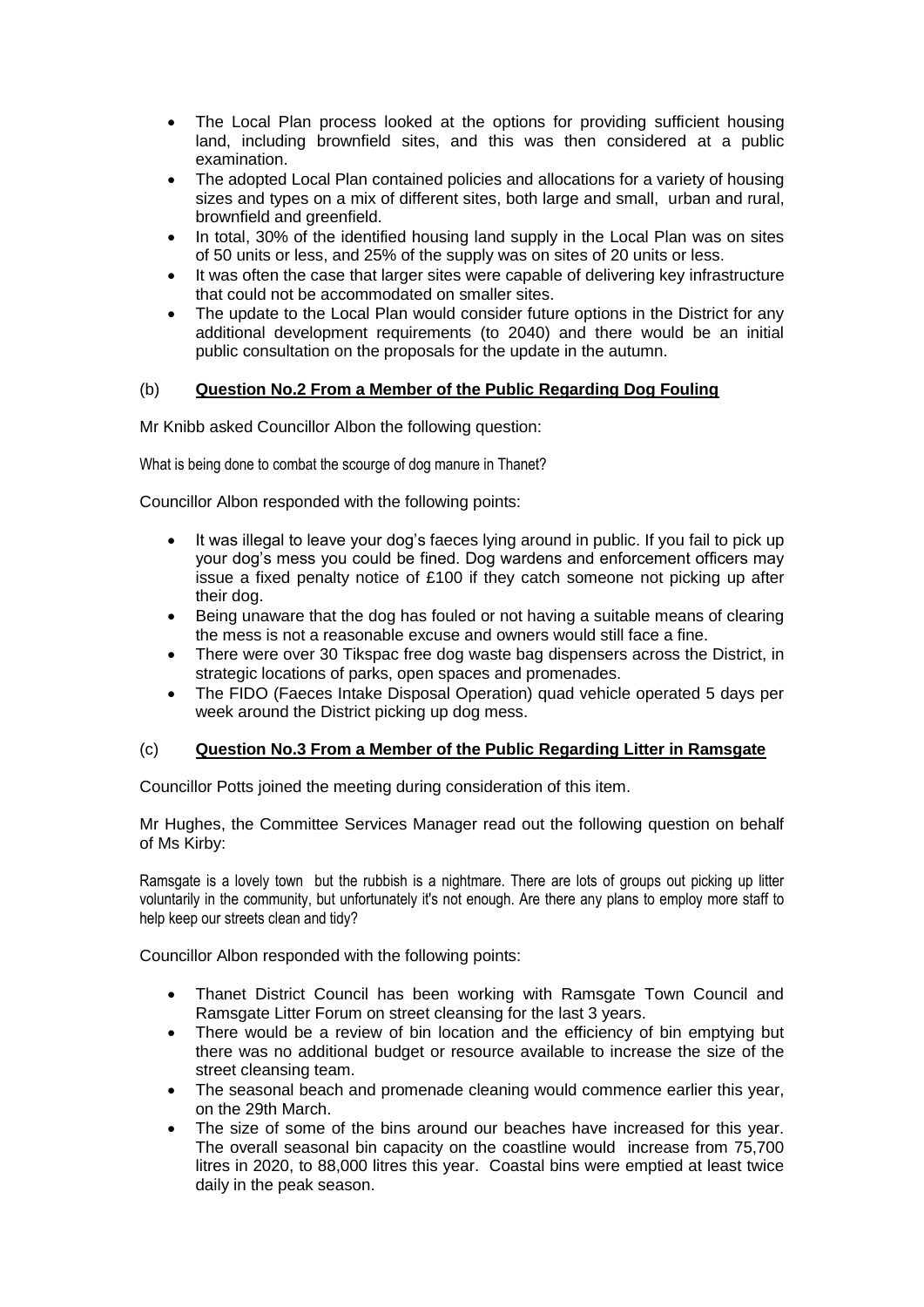- The Local Plan process looked at the options for providing sufficient housing land, including brownfield sites, and this was then considered at a public examination.
- The adopted Local Plan contained policies and allocations for a variety of housing sizes and types on a mix of different sites, both large and small, urban and rural, brownfield and greenfield.
- In total, 30% of the identified housing land supply in the Local Plan was on sites of 50 units or less, and 25% of the supply was on sites of 20 units or less.
- It was often the case that larger sites were capable of delivering key infrastructure that could not be accommodated on smaller sites.
- The update to the Local Plan would consider future options in the District for any additional development requirements (to 2040) and there would be an initial public consultation on the proposals for the update in the autumn.

(b) **Question No.2 From a Member of the Public Regarding Dog Fouling**

Mr Knibb asked Councillor Albon the following question:

What is being done to combat the scourge of dog manure in Thanet?

Councillor Albon responded with the following points:

- It was illegal to leave your dog's faeces lying around in public. If you fail to pick up your dog's mess you could be fined. Dog wardens and enforcement officers may issue a fixed penalty notice of £100 if they catch someone not picking up after their dog.
- Being unaware that the dog has fouled or not having a suitable means of clearing the mess is not a reasonable excuse and owners would still face a fine.
- There were over 30 Tikspac free dog waste bag dispensers across the District, in strategic locations of parks, open spaces and promenades.
- The FIDO (Faeces Intake Disposal Operation) quad vehicle operated 5 days per week around the District picking up dog mess.

(c) **Question No.3 From a Member of the Public Regarding Litter in Ramsgate**

Councillor Potts joined the meeting during consideration of this item.

Mr Hughes, the Committee Services Manager read out the following question on behalf of Ms Kirby:

Ramsgate is a lovely town but the rubbish is a nightmare. There are lots of groups out picking up litter voluntarily in the community, but unfortunately it's not enough. Are there any plans to employ more staff to help keep our streets clean and tidy?

Councillor Albon responded with the following points:

- Thanet District Council has been working with Ramsgate Town Council and Ramsgate Litter Forum on street cleansing for the last 3 years.
- There would be a review of bin location and the efficiency of bin emptying but there was no additional budget or resource available to increase the size of the street cleansing team.
- The seasonal beach and promenade cleaning would commence earlier this year, on the 29th March.
- The size of some of the bins around our beaches have increased for this year. The overall seasonal bin capacity on the coastline would increase from 75,700 litres in 2020, to 88,000 litres this year. Coastal bins were emptied at least twice daily in the peak season.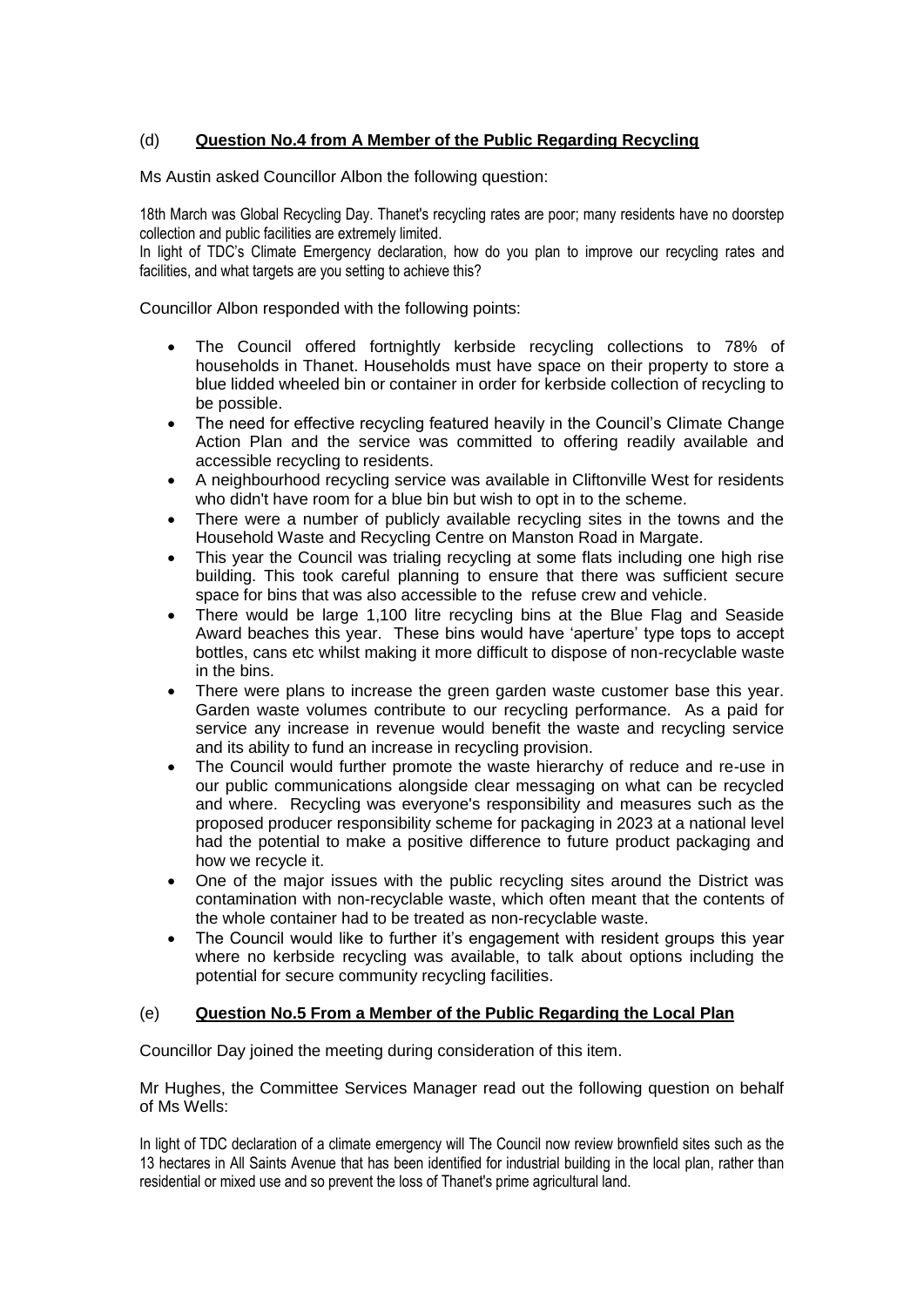(d) **Question No.4 from A Member of the Public Regarding Recycling**

Ms Austin asked Councillor Albon the following question:

18th March was Global Recycling Day. Thanet's recycling rates are poor; many residents have no doorstep collection and public facilities are extremely limited.
In light of TDC's Climate Emergency declaration, how do you plan to improve our recycling rates and facilities, and what targets are you setting to achieve this?

Councillor Albon responded with the following points:

- The Council offered fortnightly kerbside recycling collections to 78% of households in Thanet. Households must have space on their property to store a blue lidded wheeled bin or container in order for kerbside collection of recycling to be possible.
- The need for effective recycling featured heavily in the Council's Climate Change Action Plan and the service was committed to offering readily available and accessible recycling to residents.
- A neighbourhood recycling service was available in Cliftonville West for residents who didn't have room for a blue bin but wish to opt in to the scheme.
- There were a number of publicly available recycling sites in the towns and the Household Waste and Recycling Centre on Manston Road in Margate.
- This year the Council was trialing recycling at some flats including one high rise building. This took careful planning to ensure that there was sufficient secure space for bins that was also accessible to the refuse crew and vehicle.
- There would be large 1,100 litre recycling bins at the Blue Flag and Seaside Award beaches this year. These bins would have 'aperture' type tops to accept bottles, cans etc whilst making it more difficult to dispose of non-recyclable waste in the bins.
- There were plans to increase the green garden waste customer base this year. Garden waste volumes contribute to our recycling performance. As a paid for service any increase in revenue would benefit the waste and recycling service and its ability to fund an increase in recycling provision.
- The Council would further promote the waste hierarchy of reduce and re-use in our public communications alongside clear messaging on what can be recycled and where. Recycling was everyone's responsibility and measures such as the proposed producer responsibility scheme for packaging in 2023 at a national level had the potential to make a positive difference to future product packaging and how we recycle it.
- One of the major issues with the public recycling sites around the District was contamination with non-recyclable waste, which often meant that the contents of the whole container had to be treated as non-recyclable waste.
- The Council would like to further it's engagement with resident groups this year where no kerbside recycling was available, to talk about options including the potential for secure community recycling facilities.

(e) **Question No.5 From a Member of the Public Regarding the Local Plan**

Councillor Day joined the meeting during consideration of this item.

Mr Hughes, the Committee Services Manager read out the following question on behalf of Ms Wells:

In light of TDC declaration of a climate emergency will The Council now review brownfield sites such as the 13 hectares in All Saints Avenue that has been identified for industrial building in the local plan, rather than residential or mixed use and so prevent the loss of Thanet's prime agricultural land.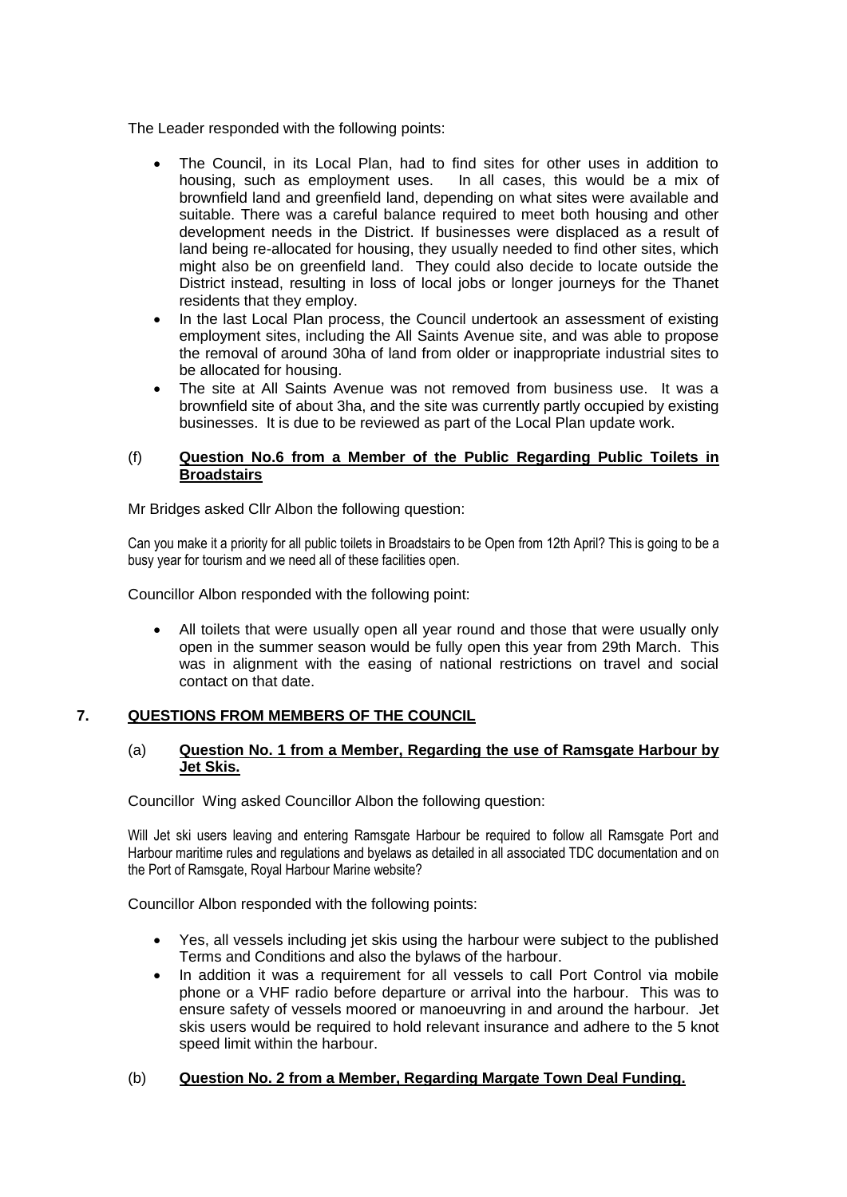The Leader responded with the following points:

- The Council, in its Local Plan, had to find sites for other uses in addition to housing, such as employment uses. In all cases, this would be a mix of brownfield land and greenfield land, depending on what sites were available and suitable. There was a careful balance required to meet both housing and other development needs in the District. If businesses were displaced as a result of land being re-allocated for housing, they usually needed to find other sites, which might also be on greenfield land. They could also decide to locate outside the District instead, resulting in loss of local jobs or longer journeys for the Thanet residents that they employ.
- In the last Local Plan process, the Council undertook an assessment of existing employment sites, including the All Saints Avenue site, and was able to propose the removal of around 30ha of land from older or inappropriate industrial sites to be allocated for housing.
- The site at All Saints Avenue was not removed from business use. It was a brownfield site of about 3ha, and the site was currently partly occupied by existing businesses. It is due to be reviewed as part of the Local Plan update work.

(f) **Question No.6 from a Member of the Public Regarding Public Toilets in Broadstairs**

Mr Bridges asked Cllr Albon the following question:

Can you make it a priority for all public toilets in Broadstairs to be Open from 12th April? This is going to be a busy year for tourism and we need all of these facilities open.

Councillor Albon responded with the following point:

- All toilets that were usually open all year round and those that were usually only open in the summer season would be fully open this year from 29th March. This was in alignment with the easing of national restrictions on travel and social contact on that date.

## 7. QUESTIONS FROM MEMBERS OF THE COUNCIL

(a) **Question No. 1 from a Member, Regarding the use of Ramsgate Harbour by Jet Skis.**

Councillor Wing asked Councillor Albon the following question:

Will Jet ski users leaving and entering Ramsgate Harbour be required to follow all Ramsgate Port and Harbour maritime rules and regulations and byelaws as detailed in all associated TDC documentation and on the Port of Ramsgate, Royal Harbour Marine website?

Councillor Albon responded with the following points:

- Yes, all vessels including jet skis using the harbour were subject to the published Terms and Conditions and also the bylaws of the harbour.
- In addition it was a requirement for all vessels to call Port Control via mobile phone or a VHF radio before departure or arrival into the harbour. This was to ensure safety of vessels moored or manoeuvring in and around the harbour. Jet skis users would be required to hold relevant insurance and adhere to the 5 knot speed limit within the harbour.

(b) **Question No. 2 from a Member, Regarding Margate Town Deal Funding.**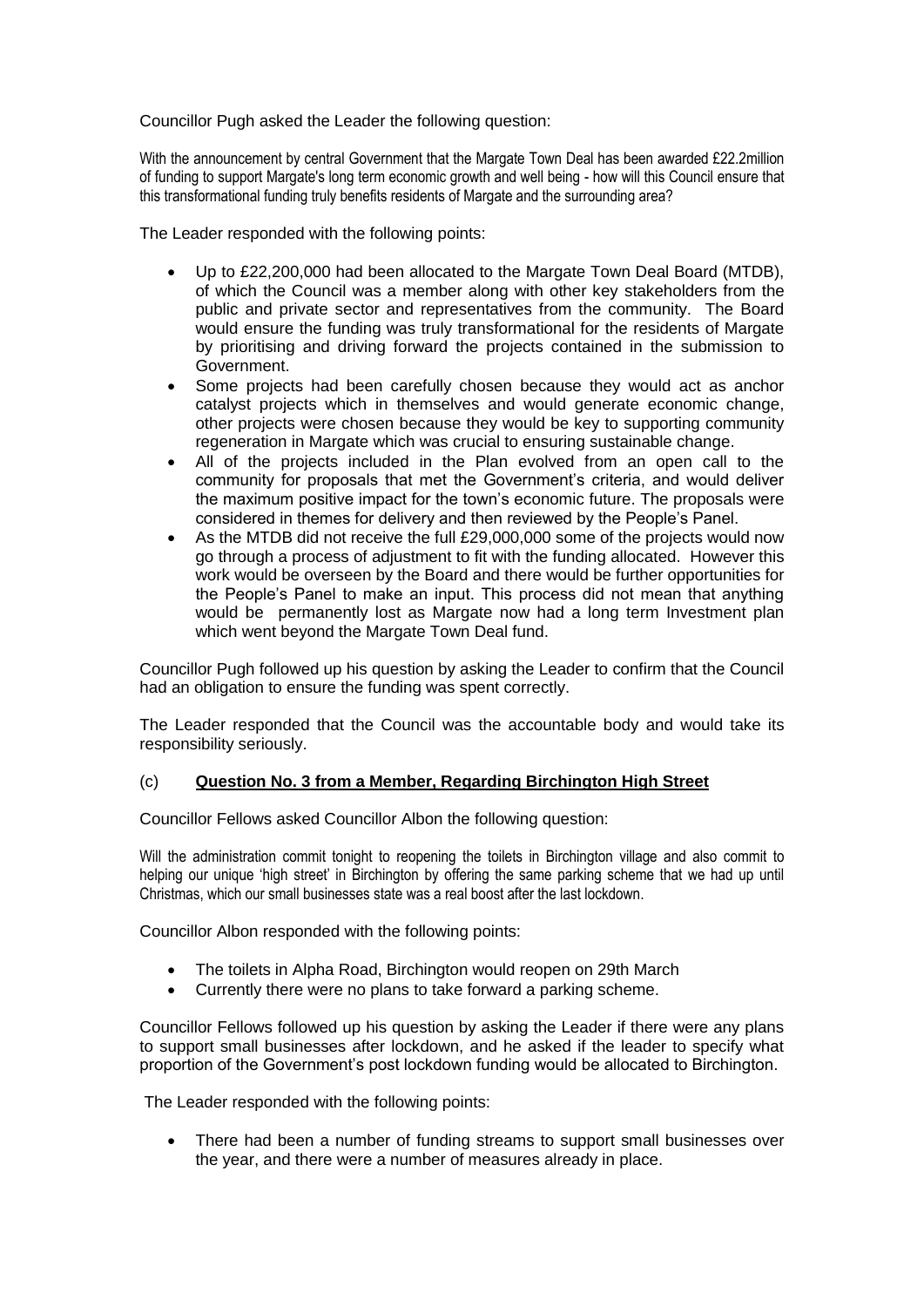Councillor Pugh asked the Leader the following question:

With the announcement by central Government that the Margate Town Deal has been awarded £22.2million of funding to support Margate's long term economic growth and well being - how will this Council ensure that this transformational funding truly benefits residents of Margate and the surrounding area?

The Leader responded with the following points:

- Up to £22,200,000 had been allocated to the Margate Town Deal Board (MTDB), of which the Council was a member along with other key stakeholders from the public and private sector and representatives from the community. The Board would ensure the funding was truly transformational for the residents of Margate by prioritising and driving forward the projects contained in the submission to Government.
- Some projects had been carefully chosen because they would act as anchor catalyst projects which in themselves and would generate economic change, other projects were chosen because they would be key to supporting community regeneration in Margate which was crucial to ensuring sustainable change.
- All of the projects included in the Plan evolved from an open call to the community for proposals that met the Government's criteria, and would deliver the maximum positive impact for the town's economic future. The proposals were considered in themes for delivery and then reviewed by the People's Panel.
- As the MTDB did not receive the full £29,000,000 some of the projects would now go through a process of adjustment to fit with the funding allocated. However this work would be overseen by the Board and there would be further opportunities for the People's Panel to make an input. This process did not mean that anything would be permanently lost as Margate now had a long term Investment plan which went beyond the Margate Town Deal fund.

Councillor Pugh followed up his question by asking the Leader to confirm that the Council had an obligation to ensure the funding was spent correctly.

The Leader responded that the Council was the accountable body and would take its responsibility seriously.

(c) **Question No. 3 from a Member, Regarding Birchington High Street**

Councillor Fellows asked Councillor Albon the following question:

Will the administration commit tonight to reopening the toilets in Birchington village and also commit to helping our unique 'high street' in Birchington by offering the same parking scheme that we had up until Christmas, which our small businesses state was a real boost after the last lockdown.

Councillor Albon responded with the following points:

- The toilets in Alpha Road, Birchington would reopen on 29th March
- Currently there were no plans to take forward a parking scheme.

Councillor Fellows followed up his question by asking the Leader if there were any plans to support small businesses after lockdown, and he asked if the leader to specify what proportion of the Government's post lockdown funding would be allocated to Birchington.

The Leader responded with the following points:

- There had been a number of funding streams to support small businesses over the year, and there were a number of measures already in place.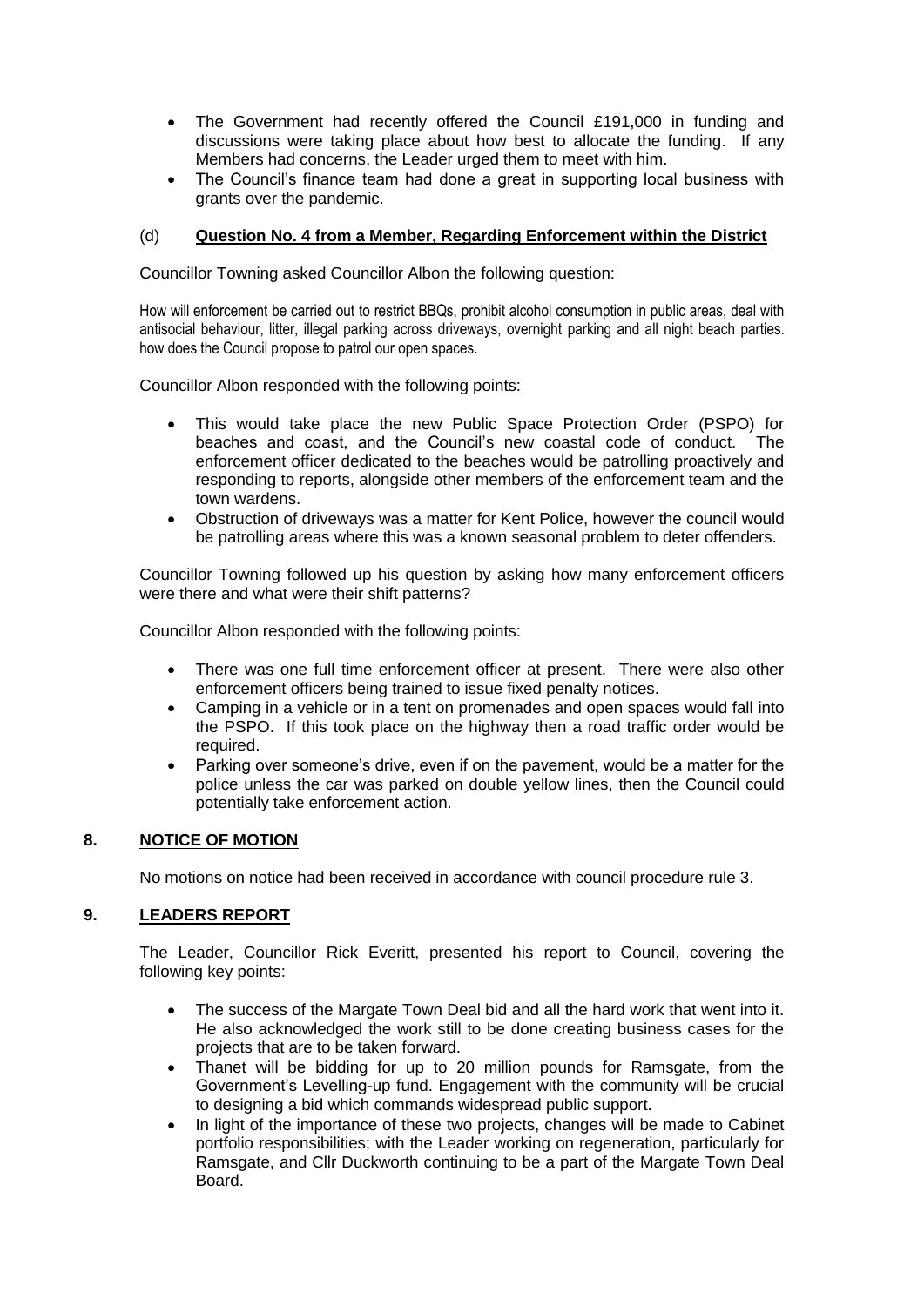- The Government had recently offered the Council £191,000 in funding and discussions were taking place about how best to allocate the funding. If any Members had concerns, the Leader urged them to meet with him.
- The Council's finance team had done a great in supporting local business with grants over the pandemic.

(d) **Question No. 4 from a Member, Regarding Enforcement within the District**

Councillor Towning asked Councillor Albon the following question:

How will enforcement be carried out to restrict BBQs, prohibit alcohol consumption in public areas, deal with antisocial behaviour, litter, illegal parking across driveways, overnight parking and all night beach parties. how does the Council propose to patrol our open spaces.

Councillor Albon responded with the following points:

- This would take place the new Public Space Protection Order (PSPO) for beaches and coast, and the Council's new coastal code of conduct. The enforcement officer dedicated to the beaches would be patrolling proactively and responding to reports, alongside other members of the enforcement team and the town wardens.
- Obstruction of driveways was a matter for Kent Police, however the council would be patrolling areas where this was a known seasonal problem to deter offenders.

Councillor Towning followed up his question by asking how many enforcement officers were there and what were their shift patterns?

Councillor Albon responded with the following points:

- There was one full time enforcement officer at present. There were also other enforcement officers being trained to issue fixed penalty notices.
- Camping in a vehicle or in a tent on promenades and open spaces would fall into the PSPO. If this took place on the highway then a road traffic order would be required.
- Parking over someone's drive, even if on the pavement, would be a matter for the police unless the car was parked on double yellow lines, then the Council could potentially take enforcement action.

## 8. NOTICE OF MOTION

No motions on notice had been received in accordance with council procedure rule 3.

## 9. LEADERS REPORT

The Leader, Councillor Rick Everitt, presented his report to Council, covering the following key points:

- The success of the Margate Town Deal bid and all the hard work that went into it. He also acknowledged the work still to be done creating business cases for the projects that are to be taken forward.
- Thanet will be bidding for up to 20 million pounds for Ramsgate, from the Government's Levelling-up fund. Engagement with the community will be crucial to designing a bid which commands widespread public support.
- In light of the importance of these two projects, changes will be made to Cabinet portfolio responsibilities; with the Leader working on regeneration, particularly for Ramsgate, and Cllr Duckworth continuing to be a part of the Margate Town Deal Board.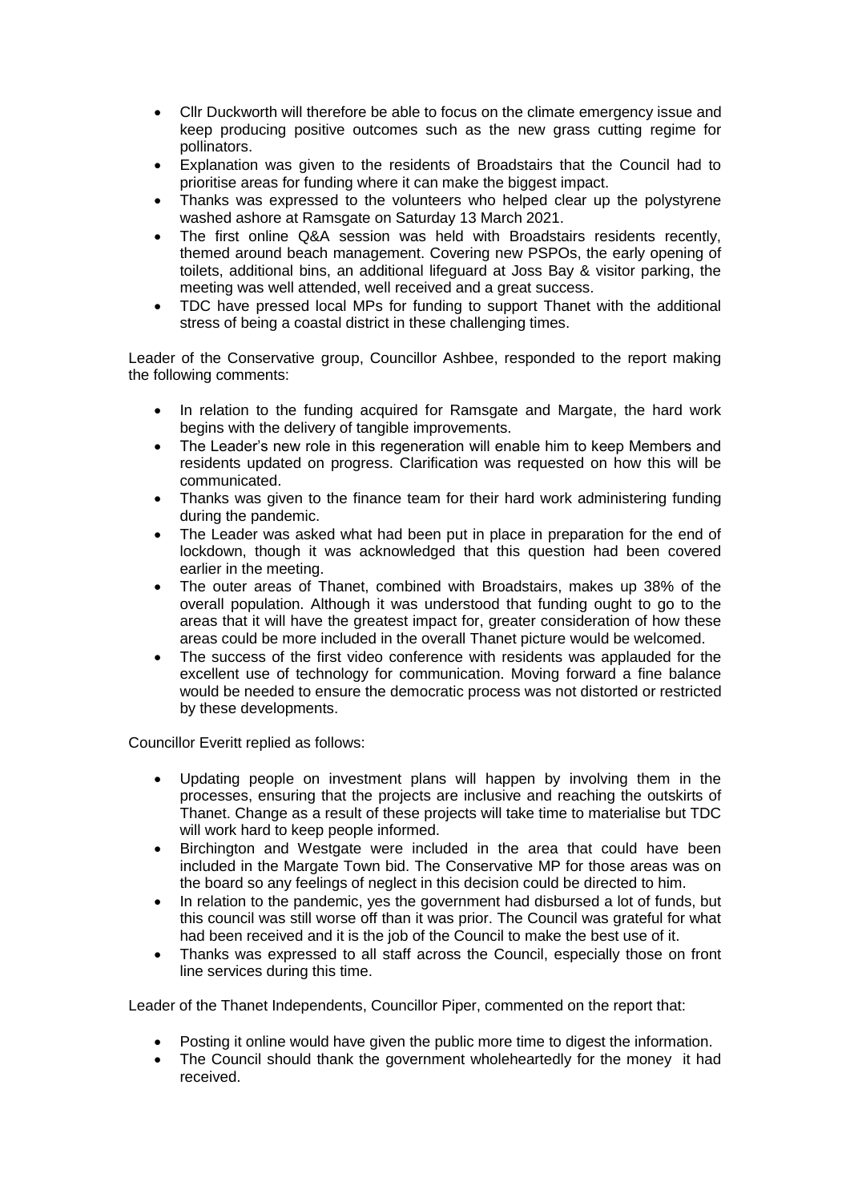- Cllr Duckworth will therefore be able to focus on the climate emergency issue and keep producing positive outcomes such as the new grass cutting regime for pollinators.
- Explanation was given to the residents of Broadstairs that the Council had to prioritise areas for funding where it can make the biggest impact.
- Thanks was expressed to the volunteers who helped clear up the polystyrene washed ashore at Ramsgate on Saturday 13 March 2021.
- The first online Q&A session was held with Broadstairs residents recently, themed around beach management. Covering new PSPOs, the early opening of toilets, additional bins, an additional lifeguard at Joss Bay & visitor parking, the meeting was well attended, well received and a great success.
- TDC have pressed local MPs for funding to support Thanet with the additional stress of being a coastal district in these challenging times.

Leader of the Conservative group, Councillor Ashbee, responded to the report making the following comments:

- In relation to the funding acquired for Ramsgate and Margate, the hard work begins with the delivery of tangible improvements.
- The Leader's new role in this regeneration will enable him to keep Members and residents updated on progress. Clarification was requested on how this will be communicated.
- Thanks was given to the finance team for their hard work administering funding during the pandemic.
- The Leader was asked what had been put in place in preparation for the end of lockdown, though it was acknowledged that this question had been covered earlier in the meeting.
- The outer areas of Thanet, combined with Broadstairs, makes up 38% of the overall population. Although it was understood that funding ought to go to the areas that it will have the greatest impact for, greater consideration of how these areas could be more included in the overall Thanet picture would be welcomed.
- The success of the first video conference with residents was applauded for the excellent use of technology for communication. Moving forward a fine balance would be needed to ensure the democratic process was not distorted or restricted by these developments.

Councillor Everitt replied as follows:

- Updating people on investment plans will happen by involving them in the processes, ensuring that the projects are inclusive and reaching the outskirts of Thanet. Change as a result of these projects will take time to materialise but TDC will work hard to keep people informed.
- Birchington and Westgate were included in the area that could have been included in the Margate Town bid. The Conservative MP for those areas was on the board so any feelings of neglect in this decision could be directed to him.
- In relation to the pandemic, yes the government had disbursed a lot of funds, but this council was still worse off than it was prior. The Council was grateful for what had been received and it is the job of the Council to make the best use of it.
- Thanks was expressed to all staff across the Council, especially those on front line services during this time.

Leader of the Thanet Independents, Councillor Piper, commented on the report that:

- Posting it online would have given the public more time to digest the information.
- The Council should thank the government wholeheartedly for the money it had received.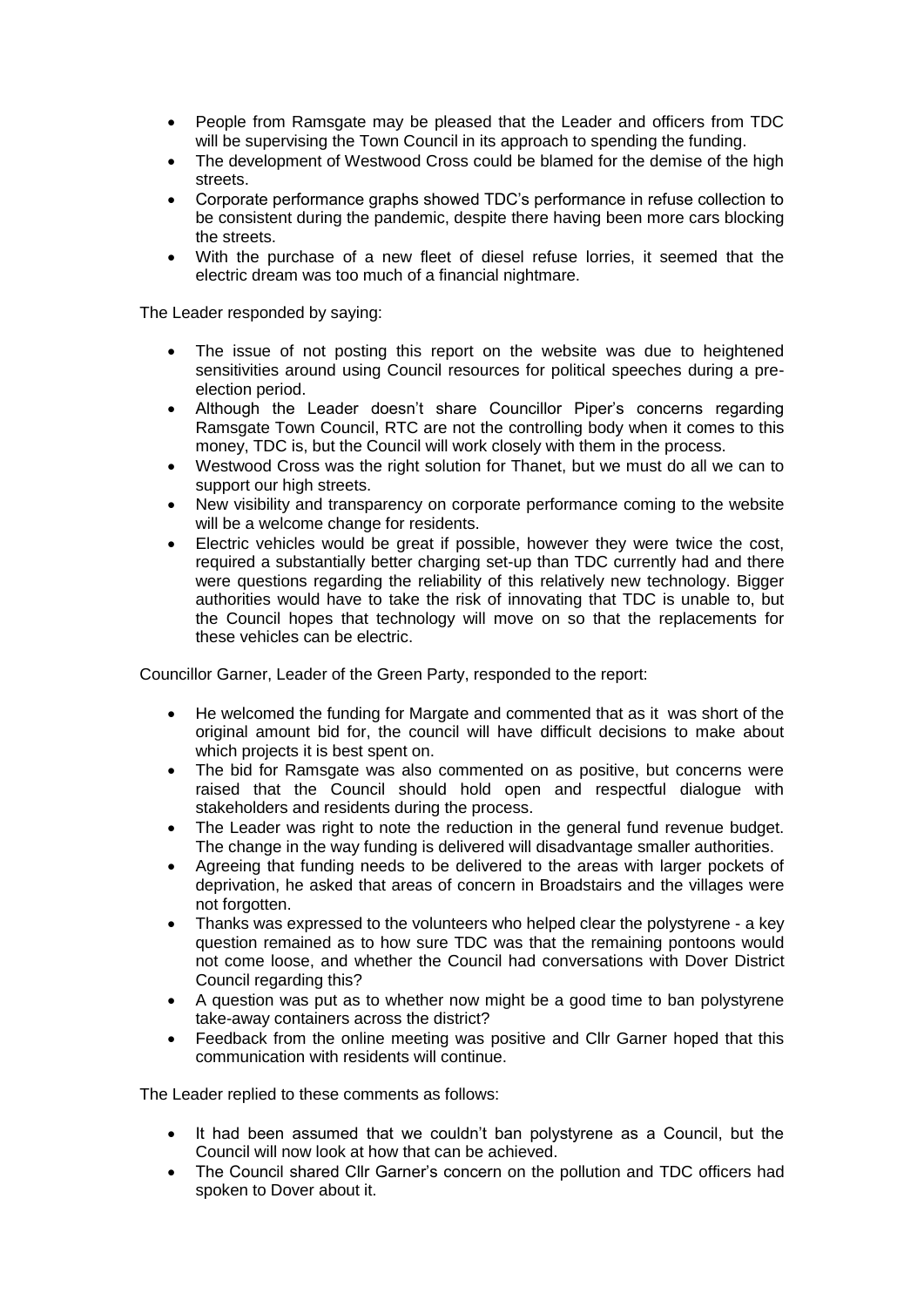- People from Ramsgate may be pleased that the Leader and officers from TDC will be supervising the Town Council in its approach to spending the funding.
- The development of Westwood Cross could be blamed for the demise of the high streets.
- Corporate performance graphs showed TDC's performance in refuse collection to be consistent during the pandemic, despite there having been more cars blocking the streets.
- With the purchase of a new fleet of diesel refuse lorries, it seemed that the electric dream was too much of a financial nightmare.

The Leader responded by saying:

- The issue of not posting this report on the website was due to heightened sensitivities around using Council resources for political speeches during a pre-election period.
- Although the Leader doesn't share Councillor Piper's concerns regarding Ramsgate Town Council, RTC are not the controlling body when it comes to this money, TDC is, but the Council will work closely with them in the process.
- Westwood Cross was the right solution for Thanet, but we must do all we can to support our high streets.
- New visibility and transparency on corporate performance coming to the website will be a welcome change for residents.
- Electric vehicles would be great if possible, however they were twice the cost, required a substantially better charging set-up than TDC currently had and there were questions regarding the reliability of this relatively new technology. Bigger authorities would have to take the risk of innovating that TDC is unable to, but the Council hopes that technology will move on so that the replacements for these vehicles can be electric.

Councillor Garner, Leader of the Green Party, responded to the report:

- He welcomed the funding for Margate and commented that as it was short of the original amount bid for, the council will have difficult decisions to make about which projects it is best spent on.
- The bid for Ramsgate was also commented on as positive, but concerns were raised that the Council should hold open and respectful dialogue with stakeholders and residents during the process.
- The Leader was right to note the reduction in the general fund revenue budget. The change in the way funding is delivered will disadvantage smaller authorities.
- Agreeing that funding needs to be delivered to the areas with larger pockets of deprivation, he asked that areas of concern in Broadstairs and the villages were not forgotten.
- Thanks was expressed to the volunteers who helped clear the polystyrene - a key question remained as to how sure TDC was that the remaining pontoons would not come loose, and whether the Council had conversations with Dover District Council regarding this?
- A question was put as to whether now might be a good time to ban polystyrene take-away containers across the district?
- Feedback from the online meeting was positive and Cllr Garner hoped that this communication with residents will continue.

The Leader replied to these comments as follows:

- It had been assumed that we couldn't ban polystyrene as a Council, but the Council will now look at how that can be achieved.
- The Council shared Cllr Garner's concern on the pollution and TDC officers had spoken to Dover about it.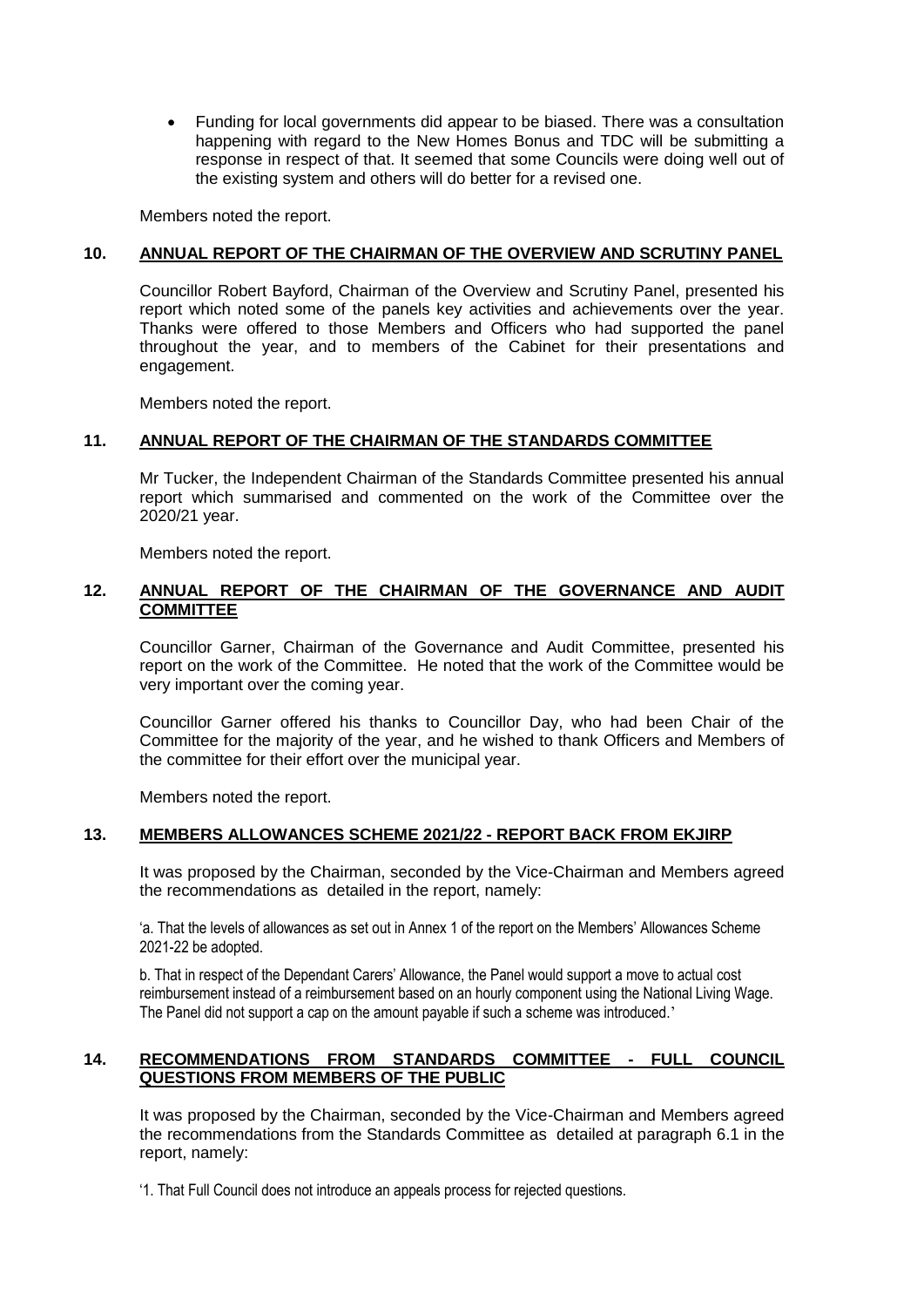- Funding for local governments did appear to be biased. There was a consultation happening with regard to the New Homes Bonus and TDC will be submitting a response in respect of that. It seemed that some Councils were doing well out of the existing system and others will do better for a revised one.

Members noted the report.

## 10. ANNUAL REPORT OF THE CHAIRMAN OF THE OVERVIEW AND SCRUTINY PANEL

Councillor Robert Bayford, Chairman of the Overview and Scrutiny Panel, presented his report which noted some of the panels key activities and achievements over the year. Thanks were offered to those Members and Officers who had supported the panel throughout the year, and to members of the Cabinet for their presentations and engagement.

Members noted the report.

## 11. ANNUAL REPORT OF THE CHAIRMAN OF THE STANDARDS COMMITTEE

Mr Tucker, the Independent Chairman of the Standards Committee presented his annual report which summarised and commented on the work of the Committee over the 2020/21 year.

Members noted the report.

## 12. ANNUAL REPORT OF THE CHAIRMAN OF THE GOVERNANCE AND AUDIT COMMITTEE

Councillor Garner, Chairman of the Governance and Audit Committee, presented his report on the work of the Committee. He noted that the work of the Committee would be very important over the coming year.

Councillor Garner offered his thanks to Councillor Day, who had been Chair of the Committee for the majority of the year, and he wished to thank Officers and Members of the committee for their effort over the municipal year.

Members noted the report.

## 13. MEMBERS ALLOWANCES SCHEME 2021/22 - REPORT BACK FROM EKJIRP

It was proposed by the Chairman, seconded by the Vice-Chairman and Members agreed the recommendations as detailed in the report, namely:

'a. That the levels of allowances as set out in Annex 1 of the report on the Members' Allowances Scheme 2021-22 be adopted.

b. That in respect of the Dependant Carers' Allowance, the Panel would support a move to actual cost reimbursement instead of a reimbursement based on an hourly component using the National Living Wage. The Panel did not support a cap on the amount payable if such a scheme was introduced.'

## 14. RECOMMENDATIONS FROM STANDARDS COMMITTEE - FULL COUNCIL QUESTIONS FROM MEMBERS OF THE PUBLIC

It was proposed by the Chairman, seconded by the Vice-Chairman and Members agreed the recommendations from the Standards Committee as detailed at paragraph 6.1 in the report, namely:

'1. That Full Council does not introduce an appeals process for rejected questions.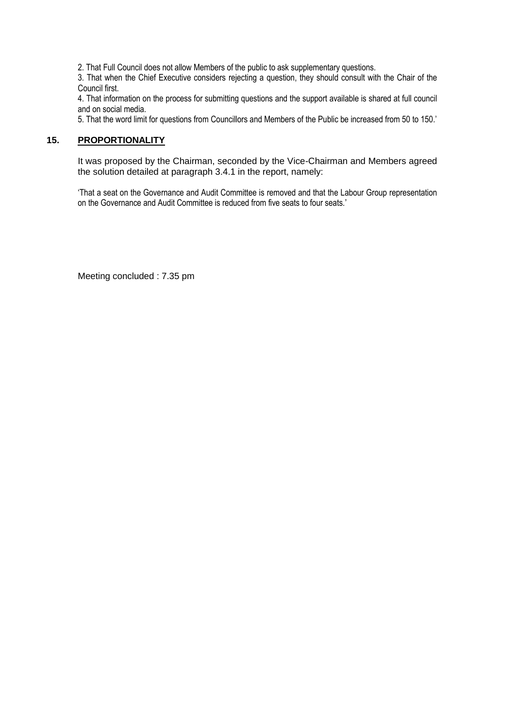2. That Full Council does not allow Members of the public to ask supplementary questions.
3. That when the Chief Executive considers rejecting a question, they should consult with the Chair of the Council first.
4. That information on the process for submitting questions and the support available is shared at full council and on social media.
5. That the word limit for questions from Councillors and Members of the Public be increased from 50 to 150.'

## 15. PROPORTIONALITY

It was proposed by the Chairman, seconded by the Vice-Chairman and Members agreed the solution detailed at paragraph 3.4.1 in the report, namely:

'That a seat on the Governance and Audit Committee is removed and that the Labour Group representation on the Governance and Audit Committee is reduced from five seats to four seats.'

Meeting concluded : 7.35 pm